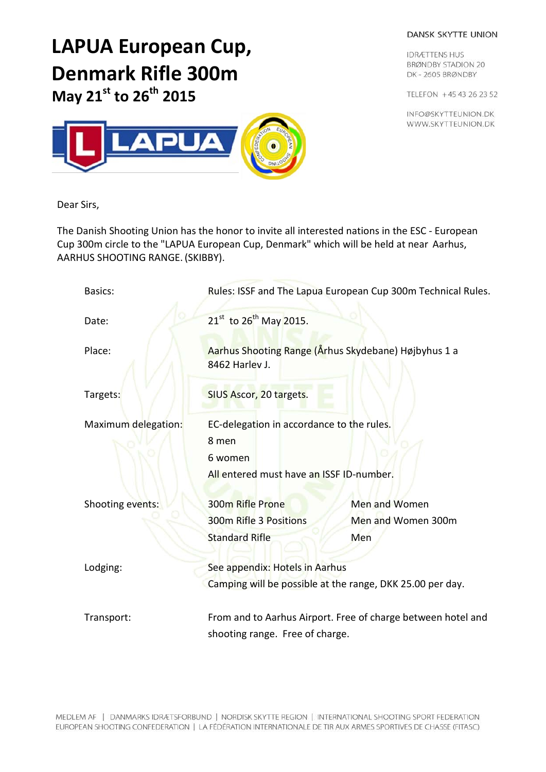# LAPUA European Cup, Denmark Rifle 300m

## May 21st to 26th 2015

DANSK SKYTTE UNION

IDRÆTTENS HUS
BRØNDBY STADION 20
DK - 2605 BRØNDBY

TELEFON +45 43 26 23 52

INFO@SKYTTEUNION.DK
WWW.SKYTTEUNION.DK

Dear Sirs,

The Danish Shooting Union has the honor to invite all interested nations in the ESC - European Cup 300m circle to the "LAPUA European Cup, Denmark" which will be held at near Aarhus, AARHUS SHOOTING RANGE. (SKIBBY).

| | | |
|---|---|---|
| Basics: | Rules: ISSF and The Lapua European Cup 300m Technical Rules. | |
| Date: | 21st to 26th May 2015. | |
| Place: | Aarhus Shooting Range (Århus Skydebane) Højbyhus 1 a 8462 Harlev J. | |
| Targets: | SIUS Ascor, 20 targets. | |
| Maximum delegation: | EC-delegation in accordance to the rules.<br>8 men<br>6 women<br>All entered must have an ISSF ID-number. | |
| Shooting events: | 300m Rifle Prone | Men and Women |
| | 300m Rifle 3 Positions | Men and Women 300m |
| | Standard Rifle | Men |
| Lodging: | See appendix: Hotels in Aarhus<br>Camping will be possible at the range, DKK 25.00 per day. | |
| Transport: | From and to Aarhus Airport. Free of charge between hotel and shooting range. Free of charge. | |

MEDLEM AF | DANMARKS IDRÆTSFORBUND | NORDISK SKYTTE REGION | INTERNATIONAL SHOOTING SPORT FEDERATION
EUROPEAN SHOOTING CONFEDERATION | LA FÉDÉRATION INTERNATIONALE DE TIR AUX ARMES SPORTIVES DE CHASSE (FITASC)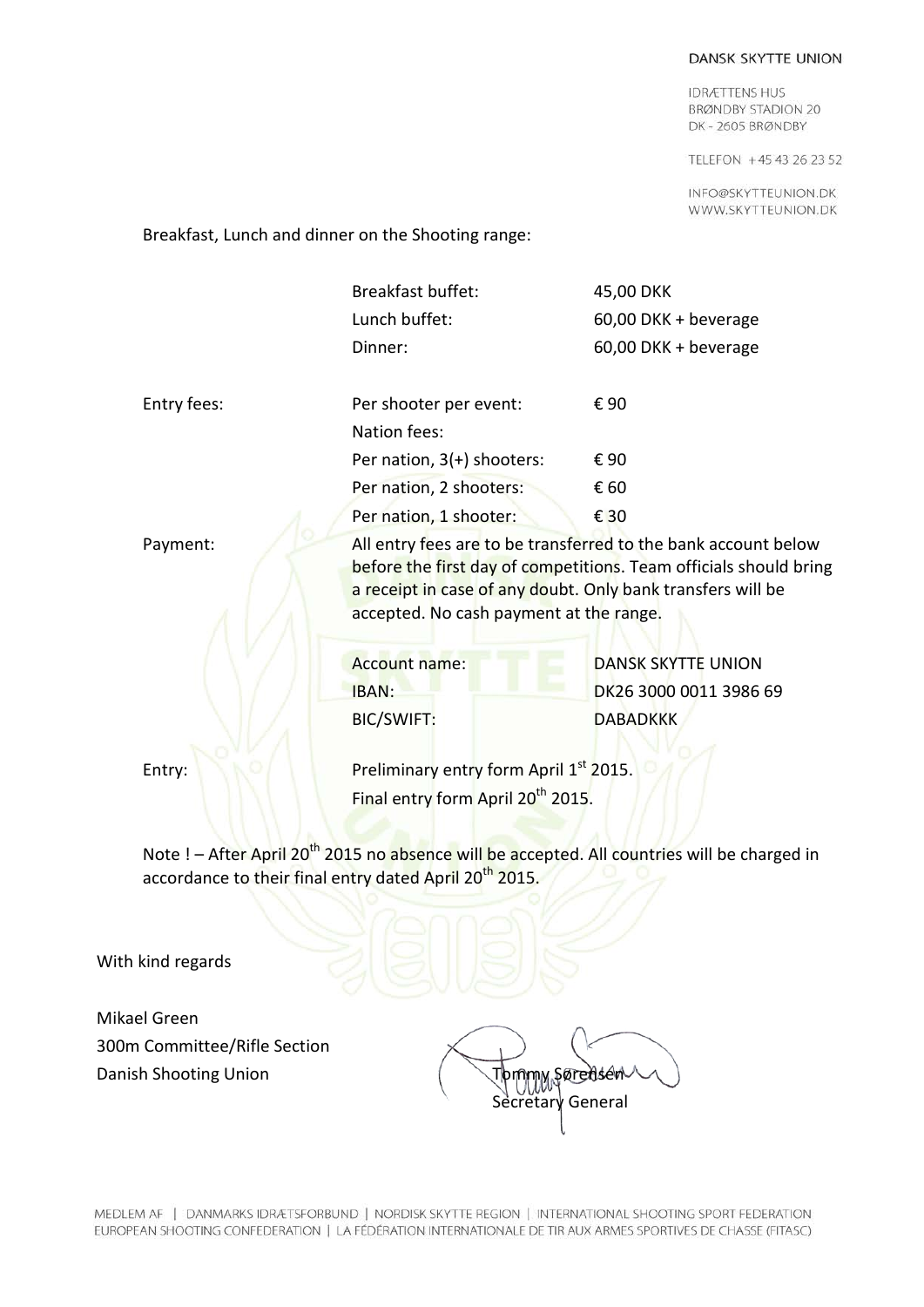Breakfast, Lunch and dinner on the Shooting range:

| | | |
|---|---|---|
| | Breakfast buffet: | 45,00 DKK |
| | Lunch buffet: | 60,00 DKK + beverage |
| | Dinner: | 60,00 DKK + beverage |
| Entry fees: | Per shooter per event: | € 90 |
| | Nation fees: | |
| | Per nation, 3(+) shooters: | € 90 |
| | Per nation, 2 shooters: | € 60 |
| | Per nation, 1 shooter: | € 30 |

Payment: All entry fees are to be transferred to the bank account below before the first day of competitions. Team officials should bring a receipt in case of any doubt. Only bank transfers will be accepted. No cash payment at the range.

| | |
|---|---|
| Account name: | DANSK SKYTTE UNION |
| IBAN: | DK26 3000 0011 3986 69 |
| BIC/SWIFT: | DABADKKK |

Entry: Preliminary entry form April 1st 2015.
Final entry form April 20th 2015.

Note ! – After April 20th 2015 no absence will be accepted. All countries will be charged in accordance to their final entry dated April 20th 2015.

With kind regards

Mikael Green
300m Committee/Rifle Section
Danish Shooting Union

Tommy Sørensen
Secretary General